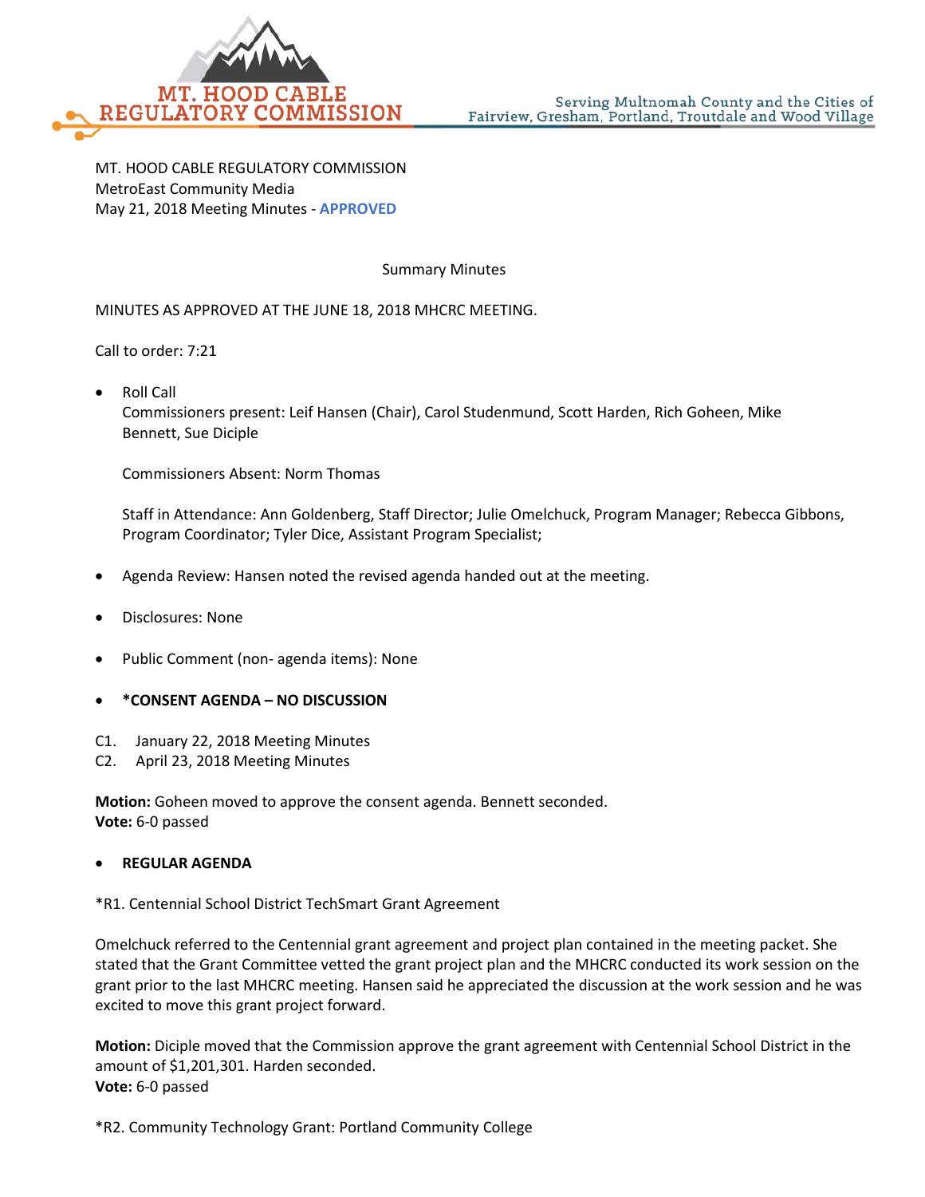MT. HOOD CABLE REGULATORY COMMISSION

Serving Multnomah County and the Cities of Fairview, Gresham, Portland, Troutdale and Wood Village

MT. HOOD CABLE REGULATORY COMMISSION
MetroEast Community Media
May 21, 2018 Meeting Minutes - **APPROVED**

Summary Minutes

MINUTES AS APPROVED AT THE JUNE 18, 2018 MHCRC MEETING.

Call to order: 7:21

- Roll Call
  Commissioners present: Leif Hansen (Chair), Carol Studenmund, Scott Harden, Rich Goheen, Mike Bennett, Sue Diciple

  Commissioners Absent: Norm Thomas

  Staff in Attendance: Ann Goldenberg, Staff Director; Julie Omelchuck, Program Manager; Rebecca Gibbons, Program Coordinator; Tyler Dice, Assistant Program Specialist;

- Agenda Review: Hansen noted the revised agenda handed out at the meeting.

- Disclosures: None

- Public Comment (non- agenda items): None

- ***CONSENT AGENDA – NO DISCUSSION**

C1. January 22, 2018 Meeting Minutes
C2. April 23, 2018 Meeting Minutes

**Motion:** Goheen moved to approve the consent agenda. Bennett seconded.
**Vote:** 6-0 passed

- **REGULAR AGENDA**

*R1. Centennial School District TechSmart Grant Agreement

Omelchuck referred to the Centennial grant agreement and project plan contained in the meeting packet. She stated that the Grant Committee vetted the grant project plan and the MHCRC conducted its work session on the grant prior to the last MHCRC meeting. Hansen said he appreciated the discussion at the work session and he was excited to move this grant project forward.

**Motion:** Diciple moved that the Commission approve the grant agreement with Centennial School District in the amount of $1,201,301. Harden seconded.
**Vote:** 6-0 passed

*R2. Community Technology Grant: Portland Community College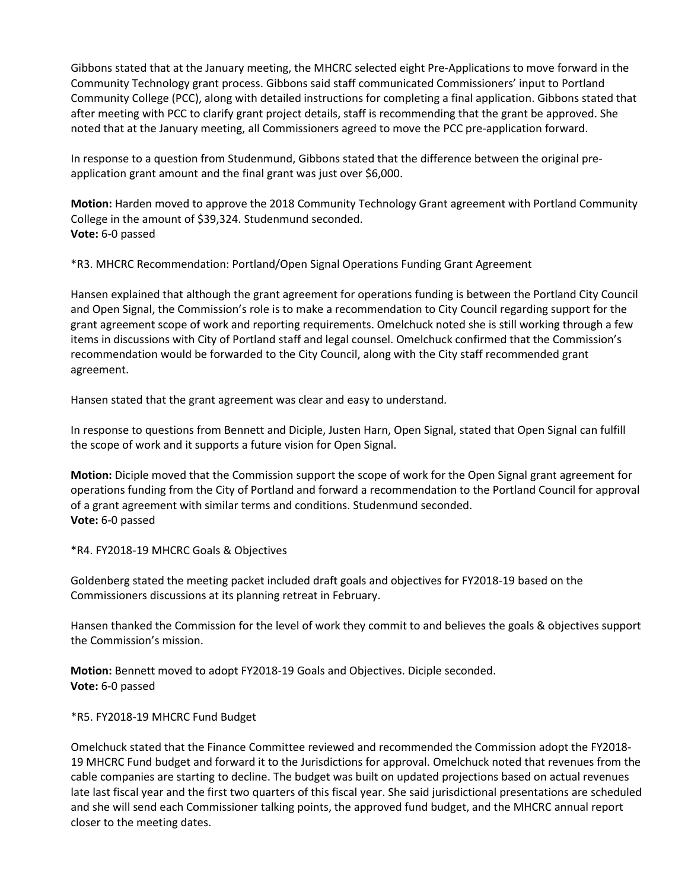Gibbons stated that at the January meeting, the MHCRC selected eight Pre-Applications to move forward in the Community Technology grant process. Gibbons said staff communicated Commissioners' input to Portland Community College (PCC), along with detailed instructions for completing a final application. Gibbons stated that after meeting with PCC to clarify grant project details, staff is recommending that the grant be approved. She noted that at the January meeting, all Commissioners agreed to move the PCC pre-application forward.

In response to a question from Studenmund, Gibbons stated that the difference between the original pre-application grant amount and the final grant was just over $6,000.

**Motion:** Harden moved to approve the 2018 Community Technology Grant agreement with Portland Community College in the amount of $39,324. Studenmund seconded.
**Vote:** 6-0 passed

*R3. MHCRC Recommendation: Portland/Open Signal Operations Funding Grant Agreement

Hansen explained that although the grant agreement for operations funding is between the Portland City Council and Open Signal, the Commission's role is to make a recommendation to City Council regarding support for the grant agreement scope of work and reporting requirements. Omelchuck noted she is still working through a few items in discussions with City of Portland staff and legal counsel. Omelchuck confirmed that the Commission's recommendation would be forwarded to the City Council, along with the City staff recommended grant agreement.

Hansen stated that the grant agreement was clear and easy to understand.

In response to questions from Bennett and Diciple, Justen Harn, Open Signal, stated that Open Signal can fulfill the scope of work and it supports a future vision for Open Signal.

**Motion:** Diciple moved that the Commission support the scope of work for the Open Signal grant agreement for operations funding from the City of Portland and forward a recommendation to the Portland Council for approval of a grant agreement with similar terms and conditions. Studenmund seconded.
**Vote:** 6-0 passed

*R4. FY2018-19 MHCRC Goals & Objectives

Goldenberg stated the meeting packet included draft goals and objectives for FY2018-19 based on the Commissioners discussions at its planning retreat in February.

Hansen thanked the Commission for the level of work they commit to and believes the goals & objectives support the Commission's mission.

**Motion:** Bennett moved to adopt FY2018-19 Goals and Objectives. Diciple seconded.
**Vote:** 6-0 passed

*R5. FY2018-19 MHCRC Fund Budget

Omelchuck stated that the Finance Committee reviewed and recommended the Commission adopt the FY2018-19 MHCRC Fund budget and forward it to the Jurisdictions for approval. Omelchuck noted that revenues from the cable companies are starting to decline. The budget was built on updated projections based on actual revenues late last fiscal year and the first two quarters of this fiscal year. She said jurisdictional presentations are scheduled and she will send each Commissioner talking points, the approved fund budget, and the MHCRC annual report closer to the meeting dates.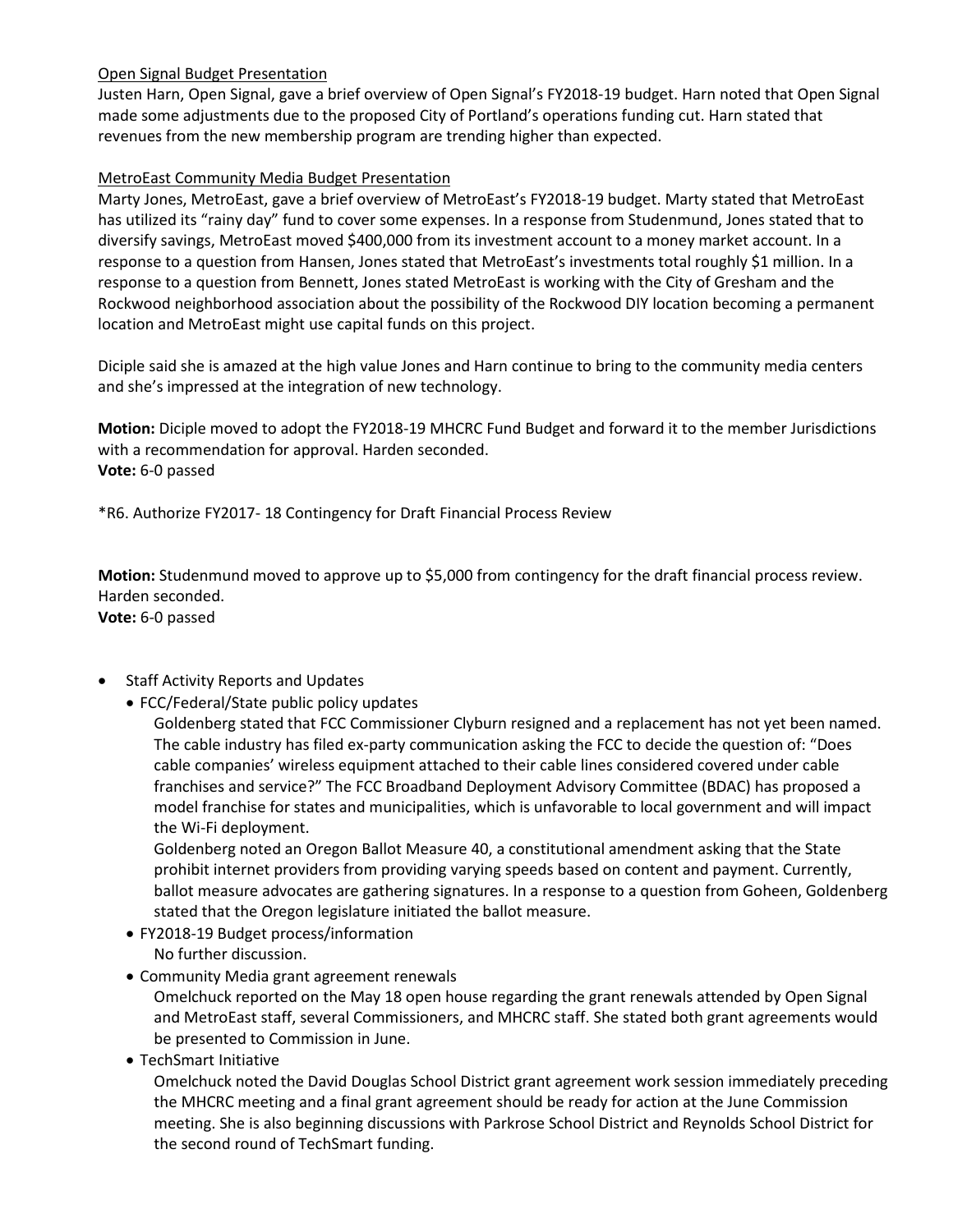Open Signal Budget Presentation

Justen Harn, Open Signal, gave a brief overview of Open Signal's FY2018-19 budget. Harn noted that Open Signal made some adjustments due to the proposed City of Portland's operations funding cut. Harn stated that revenues from the new membership program are trending higher than expected.

MetroEast Community Media Budget Presentation

Marty Jones, MetroEast, gave a brief overview of MetroEast's FY2018-19 budget. Marty stated that MetroEast has utilized its "rainy day" fund to cover some expenses. In a response from Studenmund, Jones stated that to diversify savings, MetroEast moved $400,000 from its investment account to a money market account. In a response to a question from Hansen, Jones stated that MetroEast's investments total roughly $1 million. In a response to a question from Bennett, Jones stated MetroEast is working with the City of Gresham and the Rockwood neighborhood association about the possibility of the Rockwood DIY location becoming a permanent location and MetroEast might use capital funds on this project.

Diciple said she is amazed at the high value Jones and Harn continue to bring to the community media centers and she's impressed at the integration of new technology.

**Motion:** Diciple moved to adopt the FY2018-19 MHCRC Fund Budget and forward it to the member Jurisdictions with a recommendation for approval. Harden seconded.
**Vote:** 6-0 passed

*R6. Authorize FY2017- 18 Contingency for Draft Financial Process Review

**Motion:** Studenmund moved to approve up to $5,000 from contingency for the draft financial process review. Harden seconded.
**Vote:** 6-0 passed

- Staff Activity Reports and Updates
  - FCC/Federal/State public policy updates

    Goldenberg stated that FCC Commissioner Clyburn resigned and a replacement has not yet been named. The cable industry has filed ex-party communication asking the FCC to decide the question of: "Does cable companies' wireless equipment attached to their cable lines considered covered under cable franchises and service?" The FCC Broadband Deployment Advisory Committee (BDAC) has proposed a model franchise for states and municipalities, which is unfavorable to local government and will impact the Wi-Fi deployment.

    Goldenberg noted an Oregon Ballot Measure 40, a constitutional amendment asking that the State prohibit internet providers from providing varying speeds based on content and payment. Currently, ballot measure advocates are gathering signatures. In a response to a question from Goheen, Goldenberg stated that the Oregon legislature initiated the ballot measure.
  - FY2018-19 Budget process/information

    No further discussion.
  - Community Media grant agreement renewals

    Omelchuck reported on the May 18 open house regarding the grant renewals attended by Open Signal and MetroEast staff, several Commissioners, and MHCRC staff. She stated both grant agreements would be presented to Commission in June.
  - TechSmart Initiative

    Omelchuck noted the David Douglas School District grant agreement work session immediately preceding the MHCRC meeting and a final grant agreement should be ready for action at the June Commission meeting. She is also beginning discussions with Parkrose School District and Reynolds School District for the second round of TechSmart funding.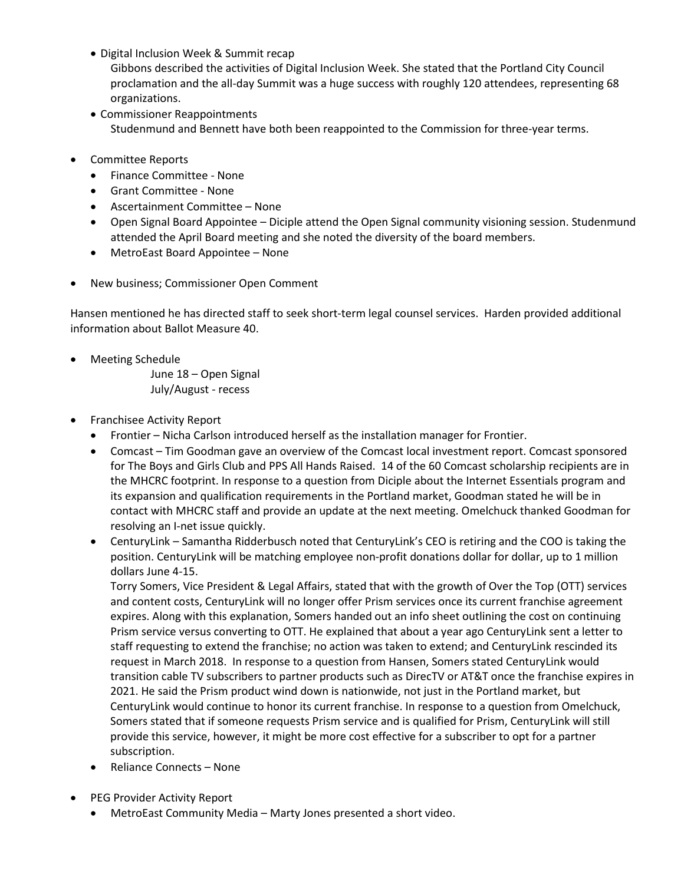- Digital Inclusion Week & Summit recap
  Gibbons described the activities of Digital Inclusion Week. She stated that the Portland City Council proclamation and the all-day Summit was a huge success with roughly 120 attendees, representing 68 organizations.
- Commissioner Reappointments
  Studenmund and Bennett have both been reappointed to the Commission for three-year terms.

- Committee Reports
  - Finance Committee - None
  - Grant Committee - None
  - Ascertainment Committee – None
  - Open Signal Board Appointee – Diciple attend the Open Signal community visioning session. Studenmund attended the April Board meeting and she noted the diversity of the board members.
  - MetroEast Board Appointee – None

- New business; Commissioner Open Comment

Hansen mentioned he has directed staff to seek short-term legal counsel services. Harden provided additional information about Ballot Measure 40.

- Meeting Schedule
  June 18 – Open Signal
  July/August - recess

- Franchisee Activity Report
  - Frontier – Nicha Carlson introduced herself as the installation manager for Frontier.
  - Comcast – Tim Goodman gave an overview of the Comcast local investment report. Comcast sponsored for The Boys and Girls Club and PPS All Hands Raised. 14 of the 60 Comcast scholarship recipients are in the MHCRC footprint. In response to a question from Diciple about the Internet Essentials program and its expansion and qualification requirements in the Portland market, Goodman stated he will be in contact with MHCRC staff and provide an update at the next meeting. Omelchuck thanked Goodman for resolving an I-net issue quickly.
  - CenturyLink – Samantha Ridderbusch noted that CenturyLink's CEO is retiring and the COO is taking the position. CenturyLink will be matching employee non-profit donations dollar for dollar, up to 1 million dollars June 4-15.
    Torry Somers, Vice President & Legal Affairs, stated that with the growth of Over the Top (OTT) services and content costs, CenturyLink will no longer offer Prism services once its current franchise agreement expires. Along with this explanation, Somers handed out an info sheet outlining the cost on continuing Prism service versus converting to OTT. He explained that about a year ago CenturyLink sent a letter to staff requesting to extend the franchise; no action was taken to extend; and CenturyLink rescinded its request in March 2018. In response to a question from Hansen, Somers stated CenturyLink would transition cable TV subscribers to partner products such as DirecTV or AT&T once the franchise expires in 2021. He said the Prism product wind down is nationwide, not just in the Portland market, but CenturyLink would continue to honor its current franchise. In response to a question from Omelchuck, Somers stated that if someone requests Prism service and is qualified for Prism, CenturyLink will still provide this service, however, it might be more cost effective for a subscriber to opt for a partner subscription.
  - Reliance Connects – None

- PEG Provider Activity Report
  - MetroEast Community Media – Marty Jones presented a short video.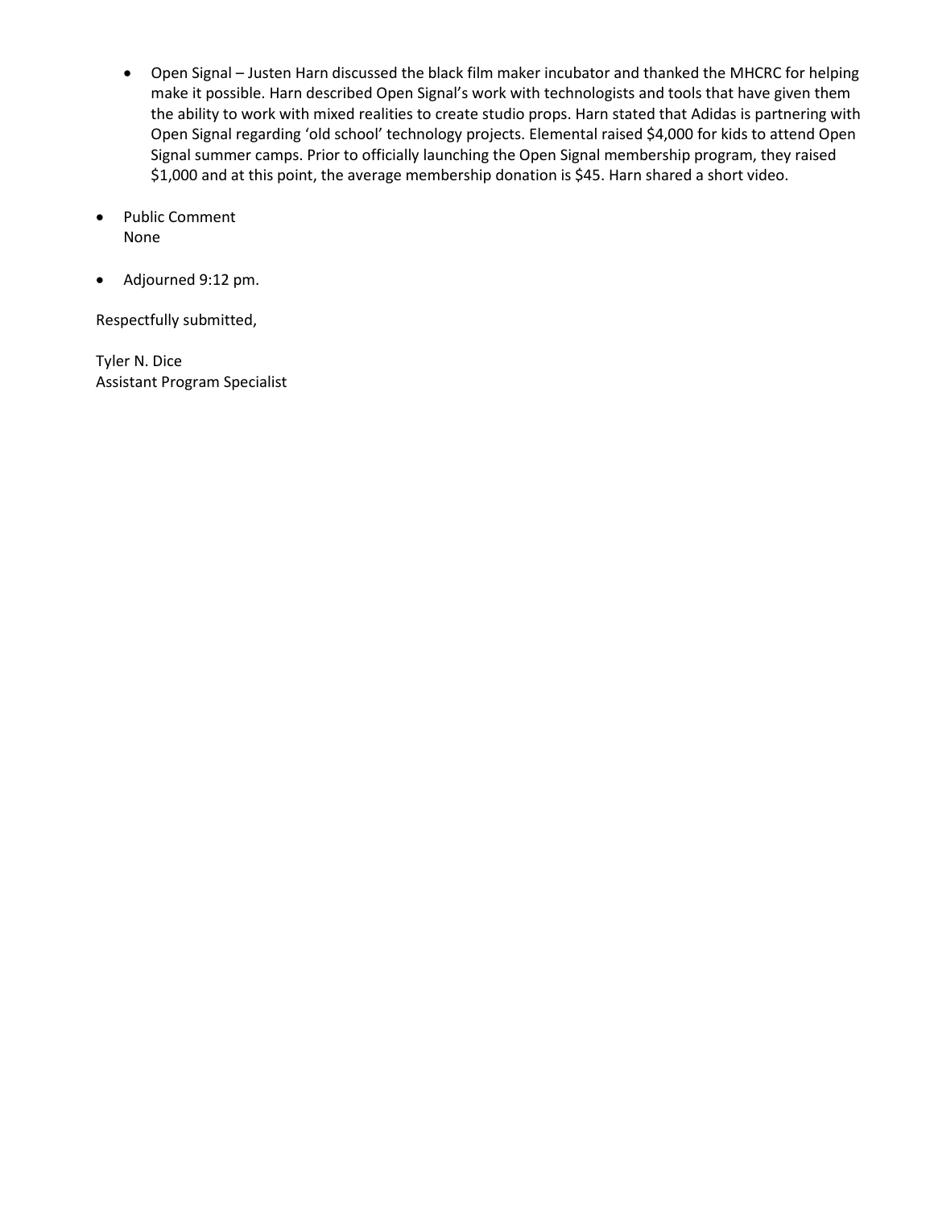- Open Signal – Justen Harn discussed the black film maker incubator and thanked the MHCRC for helping make it possible. Harn described Open Signal's work with technologists and tools that have given them the ability to work with mixed realities to create studio props. Harn stated that Adidas is partnering with Open Signal regarding 'old school' technology projects. Elemental raised $4,000 for kids to attend Open Signal summer camps. Prior to officially launching the Open Signal membership program, they raised $1,000 and at this point, the average membership donation is $45. Harn shared a short video.

- Public Comment
  None

- Adjourned 9:12 pm.

Respectfully submitted,

Tyler N. Dice
Assistant Program Specialist